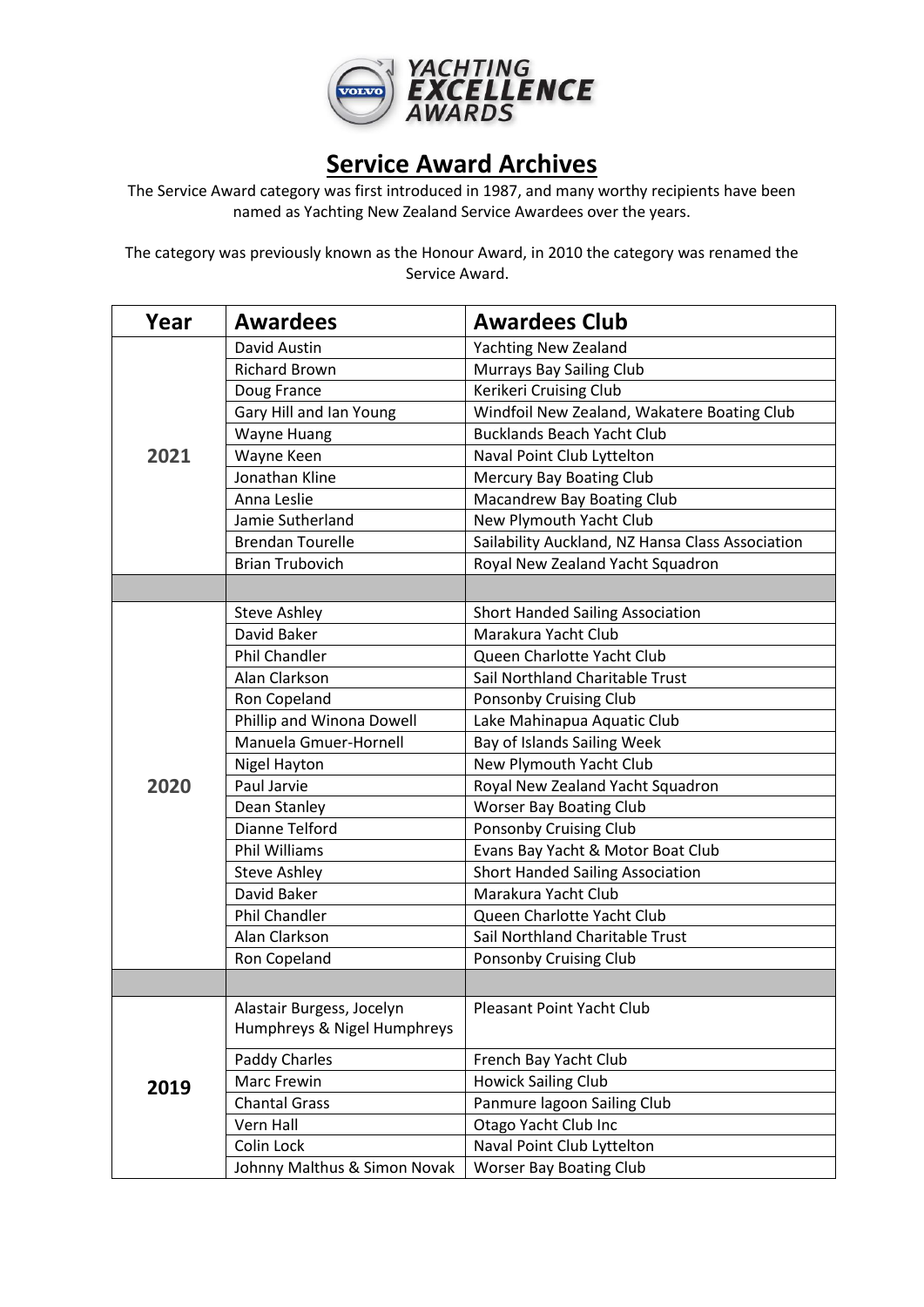# Service Award Archives

The Service Award category was first introduced in 1987, and many worthy recipients have been named as Yachting New Zealand Service Awardees over the years.

The category was previously known as the Honour Award, in 2010 the category was renamed the Service Award.

| Year | Awardees | Awardees Club |
|---|---|---|
| 2021 | David Austin | Yachting New Zealand |
| | Richard Brown | Murrays Bay Sailing Club |
| | Doug France | Kerikeri Cruising Club |
| | Gary Hill and Ian Young | Windfoil New Zealand, Wakatere Boating Club |
| | Wayne Huang | Bucklands Beach Yacht Club |
| | Wayne Keen | Naval Point Club Lyttelton |
| | Jonathan Kline | Mercury Bay Boating Club |
| | Anna Leslie | Macandrew Bay Boating Club |
| | Jamie Sutherland | New Plymouth Yacht Club |
| | Brendan Tourelle | Sailability Auckland, NZ Hansa Class Association |
| | Brian Trubovich | Royal New Zealand Yacht Squadron |
| | | |
| 2020 | Steve Ashley | Short Handed Sailing Association |
| | David Baker | Marakura Yacht Club |
| | Phil Chandler | Queen Charlotte Yacht Club |
| | Alan Clarkson | Sail Northland Charitable Trust |
| | Ron Copeland | Ponsonby Cruising Club |
| | Phillip and Winona Dowell | Lake Mahinapua Aquatic Club |
| | Manuela Gmuer-Hornell | Bay of Islands Sailing Week |
| | Nigel Hayton | New Plymouth Yacht Club |
| | Paul Jarvie | Royal New Zealand Yacht Squadron |
| | Dean Stanley | Worser Bay Boating Club |
| | Dianne Telford | Ponsonby Cruising Club |
| | Phil Williams | Evans Bay Yacht & Motor Boat Club |
| | Steve Ashley | Short Handed Sailing Association |
| | David Baker | Marakura Yacht Club |
| | Phil Chandler | Queen Charlotte Yacht Club |
| | Alan Clarkson | Sail Northland Charitable Trust |
| | Ron Copeland | Ponsonby Cruising Club |
| | | |
| 2019 | Alastair Burgess, Jocelyn Humphreys & Nigel Humphreys | Pleasant Point Yacht Club |
| | Paddy Charles | French Bay Yacht Club |
| | Marc Frewin | Howick Sailing Club |
| | Chantal Grass | Panmure lagoon Sailing Club |
| | Vern Hall | Otago Yacht Club Inc |
| | Colin Lock | Naval Point Club Lyttelton |
| | Johnny Malthus & Simon Novak | Worser Bay Boating Club |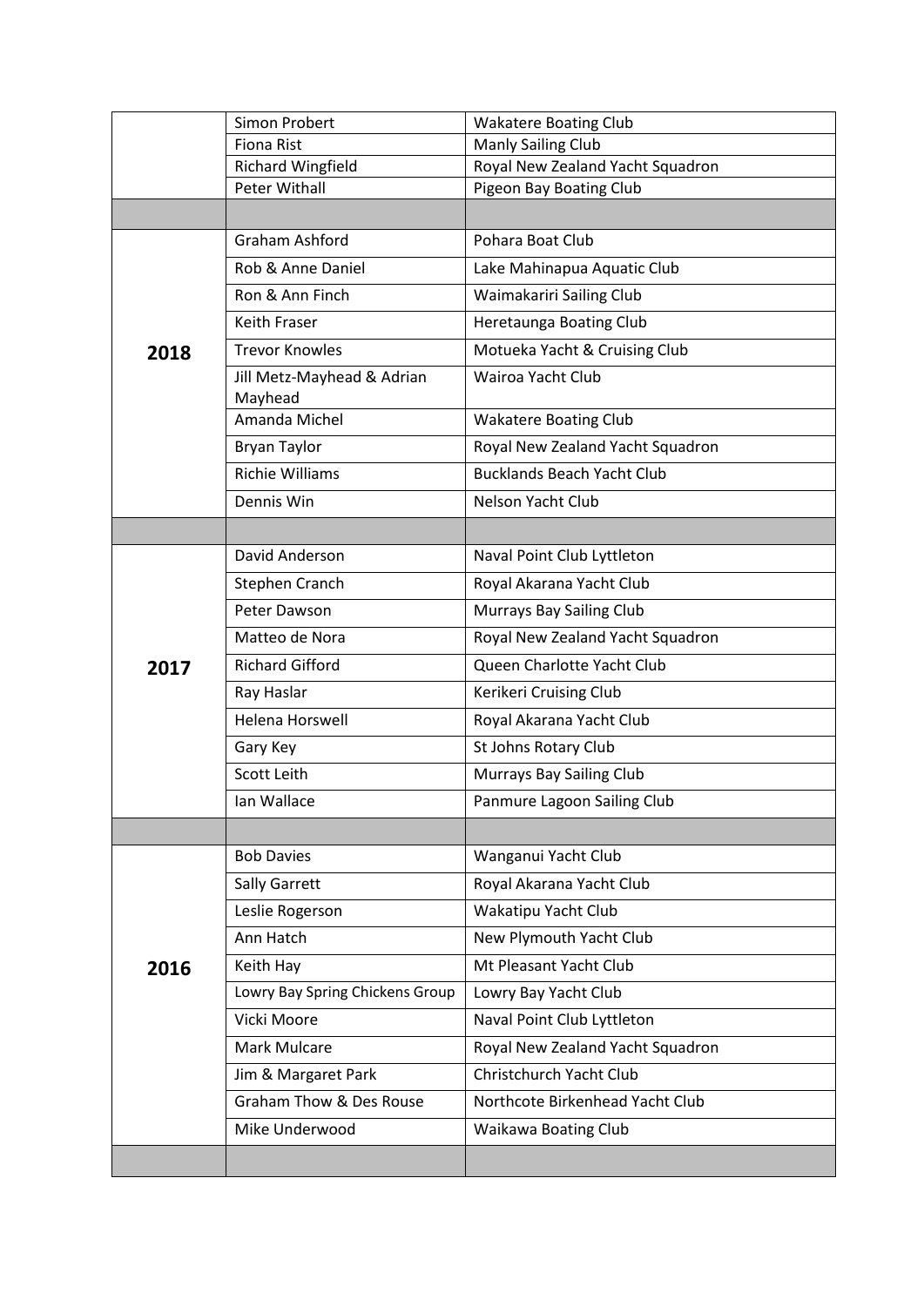| | | |
|---|---|---|
| | Simon Probert | Wakatere Boating Club |
| | Fiona Rist | Manly Sailing Club |
| | Richard Wingfield | Royal New Zealand Yacht Squadron |
| | Peter Withall | Pigeon Bay Boating Club |
| | | |
| **2018** | Graham Ashford | Pohara Boat Club |
| | Rob & Anne Daniel | Lake Mahinapua Aquatic Club |
| | Ron & Ann Finch | Waimakariri Sailing Club |
| | Keith Fraser | Heretaunga Boating Club |
| | Trevor Knowles | Motueka Yacht & Cruising Club |
| | Jill Metz-Mayhead & Adrian Mayhead | Wairoa Yacht Club |
| | Amanda Michel | Wakatere Boating Club |
| | Bryan Taylor | Royal New Zealand Yacht Squadron |
| | Richie Williams | Bucklands Beach Yacht Club |
| | Dennis Win | Nelson Yacht Club |
| | | |
| **2017** | David Anderson | Naval Point Club Lyttleton |
| | Stephen Cranch | Royal Akarana Yacht Club |
| | Peter Dawson | Murrays Bay Sailing Club |
| | Matteo de Nora | Royal New Zealand Yacht Squadron |
| | Richard Gifford | Queen Charlotte Yacht Club |
| | Ray Haslar | Kerikeri Cruising Club |
| | Helena Horswell | Royal Akarana Yacht Club |
| | Gary Key | St Johns Rotary Club |
| | Scott Leith | Murrays Bay Sailing Club |
| | Ian Wallace | Panmure Lagoon Sailing Club |
| | | |
| **2016** | Bob Davies | Wanganui Yacht Club |
| | Sally Garrett | Royal Akarana Yacht Club |
| | Leslie Rogerson | Wakatipu Yacht Club |
| | Ann Hatch | New Plymouth Yacht Club |
| | Keith Hay | Mt Pleasant Yacht Club |
| | Lowry Bay Spring Chickens Group | Lowry Bay Yacht Club |
| | Vicki Moore | Naval Point Club Lyttleton |
| | Mark Mulcare | Royal New Zealand Yacht Squadron |
| | Jim & Margaret Park | Christchurch Yacht Club |
| | Graham Thow & Des Rouse | Northcote Birkenhead Yacht Club |
| | Mike Underwood | Waikawa Boating Club |
| | | |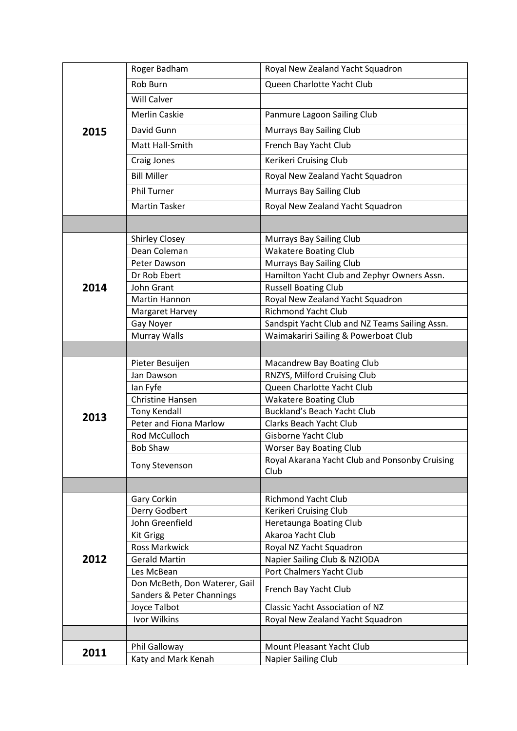| | | |
|---|---|---|
| **2015** | Roger Badham | Royal New Zealand Yacht Squadron |
| | Rob Burn | Queen Charlotte Yacht Club |
| | Will Calver | |
| | Merlin Caskie | Panmure Lagoon Sailing Club |
| | David Gunn | Murrays Bay Sailing Club |
| | Matt Hall-Smith | French Bay Yacht Club |
| | Craig Jones | Kerikeri Cruising Club |
| | Bill Miller | Royal New Zealand Yacht Squadron |
| | Phil Turner | Murrays Bay Sailing Club |
| | Martin Tasker | Royal New Zealand Yacht Squadron |
| | | |
| **2014** | Shirley Closey | Murrays Bay Sailing Club |
| | Dean Coleman | Wakatere Boating Club |
| | Peter Dawson | Murrays Bay Sailing Club |
| | Dr Rob Ebert | Hamilton Yacht Club and Zephyr Owners Assn. |
| | John Grant | Russell Boating Club |
| | Martin Hannon | Royal New Zealand Yacht Squadron |
| | Margaret Harvey | Richmond Yacht Club |
| | Gay Noyer | Sandspit Yacht Club and NZ Teams Sailing Assn. |
| | Murray Walls | Waimakariri Sailing & Powerboat Club |
| | | |
| **2013** | Pieter Besuijen | Macandrew Bay Boating Club |
| | Jan Dawson | RNZYS, Milford Cruising Club |
| | Ian Fyfe | Queen Charlotte Yacht Club |
| | Christine Hansen | Wakatere Boating Club |
| | Tony Kendall | Buckland's Beach Yacht Club |
| | Peter and Fiona Marlow | Clarks Beach Yacht Club |
| | Rod McCulloch | Gisborne Yacht Club |
| | Bob Shaw | Worser Bay Boating Club |
| | Tony Stevenson | Royal Akarana Yacht Club and Ponsonby Cruising Club |
| | | |
| **2012** | Gary Corkin | Richmond Yacht Club |
| | Derry Godbert | Kerikeri Cruising Club |
| | John Greenfield | Heretaunga Boating Club |
| | Kit Grigg | Akaroa Yacht Club |
| | Ross Markwick | Royal NZ Yacht Squadron |
| | Gerald Martin | Napier Sailing Club & NZIODA |
| | Les McBean | Port Chalmers Yacht Club |
| | Don McBeth, Don Waterer, Gail Sanders & Peter Channings | French Bay Yacht Club |
| | Joyce Talbot | Classic Yacht Association of NZ |
| | Ivor Wilkins | Royal New Zealand Yacht Squadron |
| | | |
| **2011** | Phil Galloway | Mount Pleasant Yacht Club |
| | Katy and Mark Kenah | Napier Sailing Club |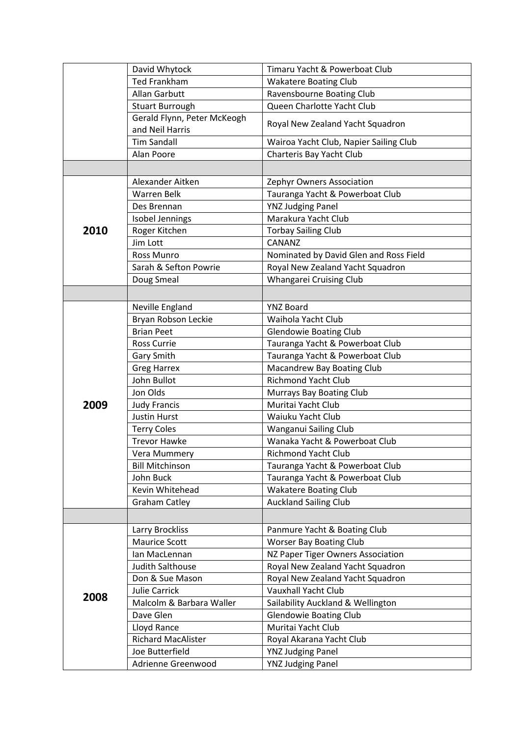| | | |
|---|---|---|
| | David Whytock | Timaru Yacht & Powerboat Club |
| | Ted Frankham | Wakatere Boating Club |
| | Allan Garbutt | Ravensbourne Boating Club |
| | Stuart Burrough | Queen Charlotte Yacht Club |
| | Gerald Flynn, Peter McKeogh and Neil Harris | Royal New Zealand Yacht Squadron |
| | Tim Sandall | Wairoa Yacht Club, Napier Sailing Club |
| | Alan Poore | Charteris Bay Yacht Club |
| | | |
| **2010** | Alexander Aitken | Zephyr Owners Association |
| | Warren Belk | Tauranga Yacht & Powerboat Club |
| | Des Brennan | YNZ Judging Panel |
| | Isobel Jennings | Marakura Yacht Club |
| | Roger Kitchen | Torbay Sailing Club |
| | Jim Lott | CANANZ |
| | Ross Munro | Nominated by David Glen and Ross Field |
| | Sarah & Sefton Powrie | Royal New Zealand Yacht Squadron |
| | Doug Smeal | Whangarei Cruising Club |
| | | |
| **2009** | Neville England | YNZ Board |
| | Bryan Robson Leckie | Waihola Yacht Club |
| | Brian Peet | Glendowie Boating Club |
| | Ross Currie | Tauranga Yacht & Powerboat Club |
| | Gary Smith | Tauranga Yacht & Powerboat Club |
| | Greg Harrex | Macandrew Bay Boating Club |
| | John Bullot | Richmond Yacht Club |
| | Jon Olds | Murrays Bay Boating Club |
| | Judy Francis | Muritai Yacht Club |
| | Justin Hurst | Waiuku Yacht Club |
| | Terry Coles | Wanganui Sailing Club |
| | Trevor Hawke | Wanaka Yacht & Powerboat Club |
| | Vera Mummery | Richmond Yacht Club |
| | Bill Mitchinson | Tauranga Yacht & Powerboat Club |
| | John Buck | Tauranga Yacht & Powerboat Club |
| | Kevin Whitehead | Wakatere Boating Club |
| | Graham Catley | Auckland Sailing Club |
| | | |
| **2008** | Larry Brockliss | Panmure Yacht & Boating Club |
| | Maurice Scott | Worser Bay Boating Club |
| | Ian MacLennan | NZ Paper Tiger Owners Association |
| | Judith Salthouse | Royal New Zealand Yacht Squadron |
| | Don & Sue Mason | Royal New Zealand Yacht Squadron |
| | Julie Carrick | Vauxhall Yacht Club |
| | Malcolm & Barbara Waller | Sailability Auckland & Wellington |
| | Dave Glen | Glendowie Boating Club |
| | Lloyd Rance | Muritai Yacht Club |
| | Richard MacAlister | Royal Akarana Yacht Club |
| | Joe Butterfield | YNZ Judging Panel |
| | Adrienne Greenwood | YNZ Judging Panel |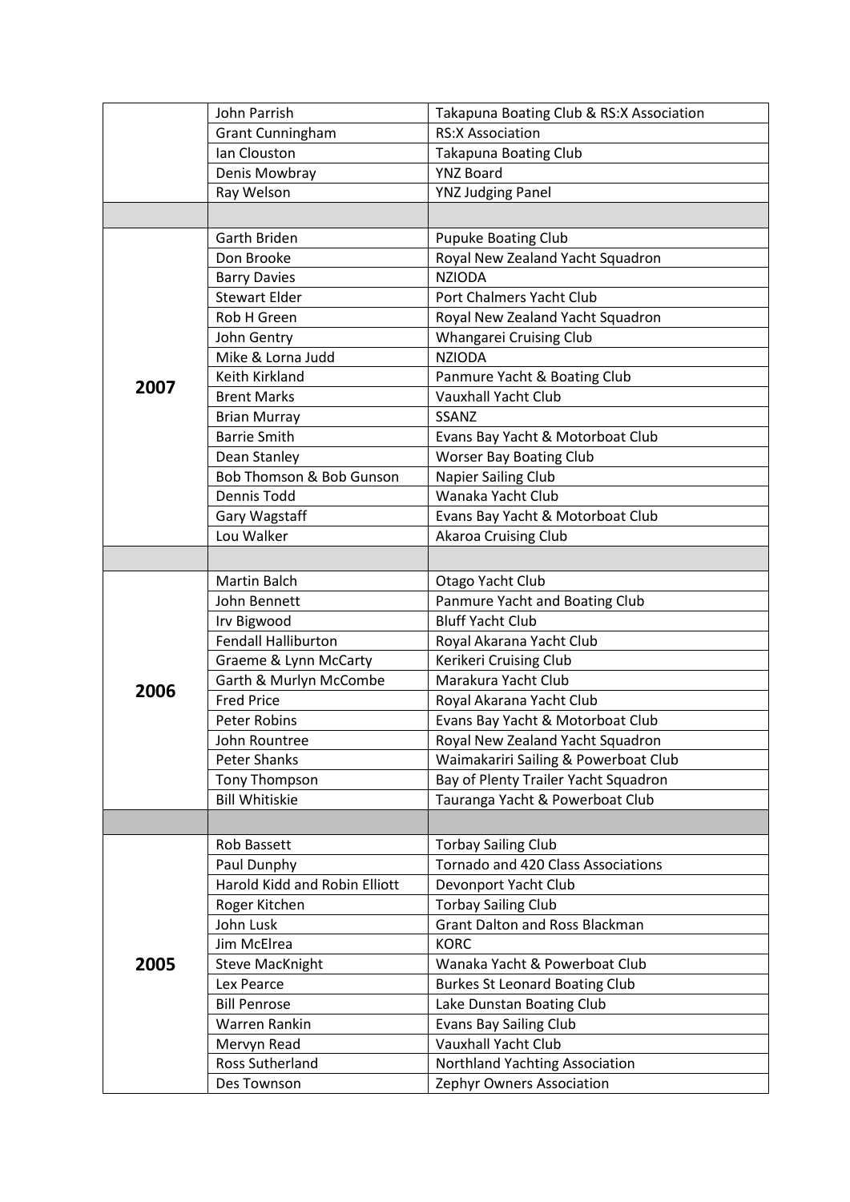| | | |
|---|---|---|
| | John Parrish | Takapuna Boating Club & RS:X Association |
| | Grant Cunningham | RS:X Association |
| | Ian Clouston | Takapuna Boating Club |
| | Denis Mowbray | YNZ Board |
| | Ray Welson | YNZ Judging Panel |
| | | |
| **2007** | Garth Briden | Pupuke Boating Club |
| | Don Brooke | Royal New Zealand Yacht Squadron |
| | Barry Davies | NZIODA |
| | Stewart Elder | Port Chalmers Yacht Club |
| | Rob H Green | Royal New Zealand Yacht Squadron |
| | John Gentry | Whangarei Cruising Club |
| | Mike & Lorna Judd | NZIODA |
| | Keith Kirkland | Panmure Yacht & Boating Club |
| | Brent Marks | Vauxhall Yacht Club |
| | Brian Murray | SSANZ |
| | Barrie Smith | Evans Bay Yacht & Motorboat Club |
| | Dean Stanley | Worser Bay Boating Club |
| | Bob Thomson & Bob Gunson | Napier Sailing Club |
| | Dennis Todd | Wanaka Yacht Club |
| | Gary Wagstaff | Evans Bay Yacht & Motorboat Club |
| | Lou Walker | Akaroa Cruising Club |
| | | |
| **2006** | Martin Balch | Otago Yacht Club |
| | John Bennett | Panmure Yacht and Boating Club |
| | Irv Bigwood | Bluff Yacht Club |
| | Fendall Halliburton | Royal Akarana Yacht Club |
| | Graeme & Lynn McCarty | Kerikeri Cruising Club |
| | Garth & Murlyn McCombe | Marakura Yacht Club |
| | Fred Price | Royal Akarana Yacht Club |
| | Peter Robins | Evans Bay Yacht & Motorboat Club |
| | John Rountree | Royal New Zealand Yacht Squadron |
| | Peter Shanks | Waimakariri Sailing & Powerboat Club |
| | Tony Thompson | Bay of Plenty Trailer Yacht Squadron |
| | Bill Whitiskie | Tauranga Yacht & Powerboat Club |
| | | |
| **2005** | Rob Bassett | Torbay Sailing Club |
| | Paul Dunphy | Tornado and 420 Class Associations |
| | Harold Kidd and Robin Elliott | Devonport Yacht Club |
| | Roger Kitchen | Torbay Sailing Club |
| | John Lusk | Grant Dalton and Ross Blackman |
| | Jim McElrea | KORC |
| | Steve MacKnight | Wanaka Yacht & Powerboat Club |
| | Lex Pearce | Burkes St Leonard Boating Club |
| | Bill Penrose | Lake Dunstan Boating Club |
| | Warren Rankin | Evans Bay Sailing Club |
| | Mervyn Read | Vauxhall Yacht Club |
| | Ross Sutherland | Northland Yachting Association |
| | Des Townson | Zephyr Owners Association |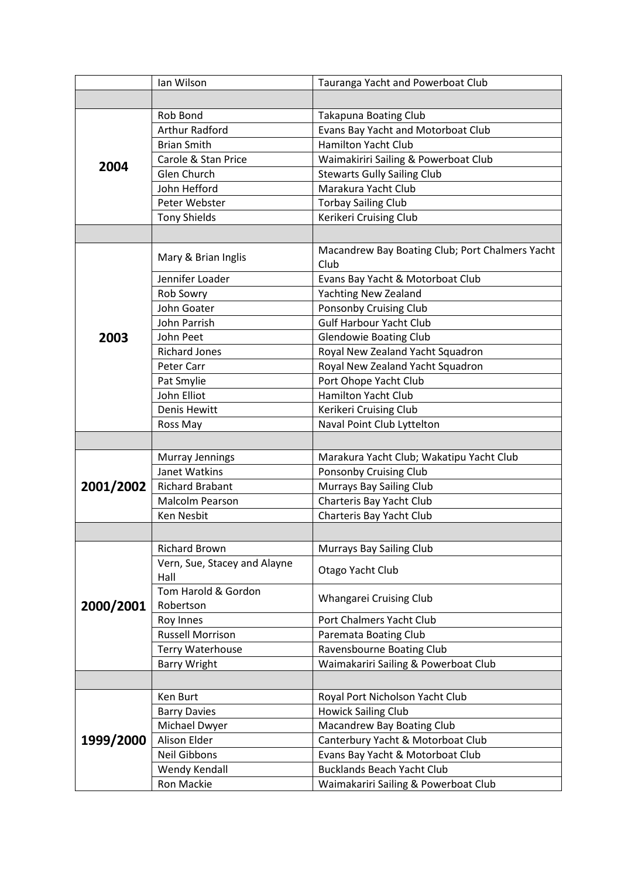| | | |
|---|---|---|
| | Ian Wilson | Tauranga Yacht and Powerboat Club |
| | | |
| 2004 | Rob Bond | Takapuna Boating Club |
| | Arthur Radford | Evans Bay Yacht and Motorboat Club |
| | Brian Smith | Hamilton Yacht Club |
| | Carole & Stan Price | Waimakiriri Sailing & Powerboat Club |
| | Glen Church | Stewarts Gully Sailing Club |
| | John Hefford | Marakura Yacht Club |
| | Peter Webster | Torbay Sailing Club |
| | Tony Shields | Kerikeri Cruising Club |
| | | |
| 2003 | Mary & Brian Inglis | Macandrew Bay Boating Club; Port Chalmers Yacht Club |
| | Jennifer Loader | Evans Bay Yacht & Motorboat Club |
| | Rob Sowry | Yachting New Zealand |
| | John Goater | Ponsonby Cruising Club |
| | John Parrish | Gulf Harbour Yacht Club |
| | John Peet | Glendowie Boating Club |
| | Richard Jones | Royal New Zealand Yacht Squadron |
| | Peter Carr | Royal New Zealand Yacht Squadron |
| | Pat Smylie | Port Ohope Yacht Club |
| | John Elliot | Hamilton Yacht Club |
| | Denis Hewitt | Kerikeri Cruising Club |
| | Ross May | Naval Point Club Lyttelton |
| | | |
| 2001/2002 | Murray Jennings | Marakura Yacht Club; Wakatipu Yacht Club |
| | Janet Watkins | Ponsonby Cruising Club |
| | Richard Brabant | Murrays Bay Sailing Club |
| | Malcolm Pearson | Charteris Bay Yacht Club |
| | Ken Nesbit | Charteris Bay Yacht Club |
| | | |
| 2000/2001 | Richard Brown | Murrays Bay Sailing Club |
| | Vern, Sue, Stacey and Alayne Hall | Otago Yacht Club |
| | Tom Harold & Gordon Robertson | Whangarei Cruising Club |
| | Roy Innes | Port Chalmers Yacht Club |
| | Russell Morrison | Paremata Boating Club |
| | Terry Waterhouse | Ravensbourne Boating Club |
| | Barry Wright | Waimakariri Sailing & Powerboat Club |
| | | |
| 1999/2000 | Ken Burt | Royal Port Nicholson Yacht Club |
| | Barry Davies | Howick Sailing Club |
| | Michael Dwyer | Macandrew Bay Boating Club |
| | Alison Elder | Canterbury Yacht & Motorboat Club |
| | Neil Gibbons | Evans Bay Yacht & Motorboat Club |
| | Wendy Kendall | Bucklands Beach Yacht Club |
| | Ron Mackie | Waimakariri Sailing & Powerboat Club |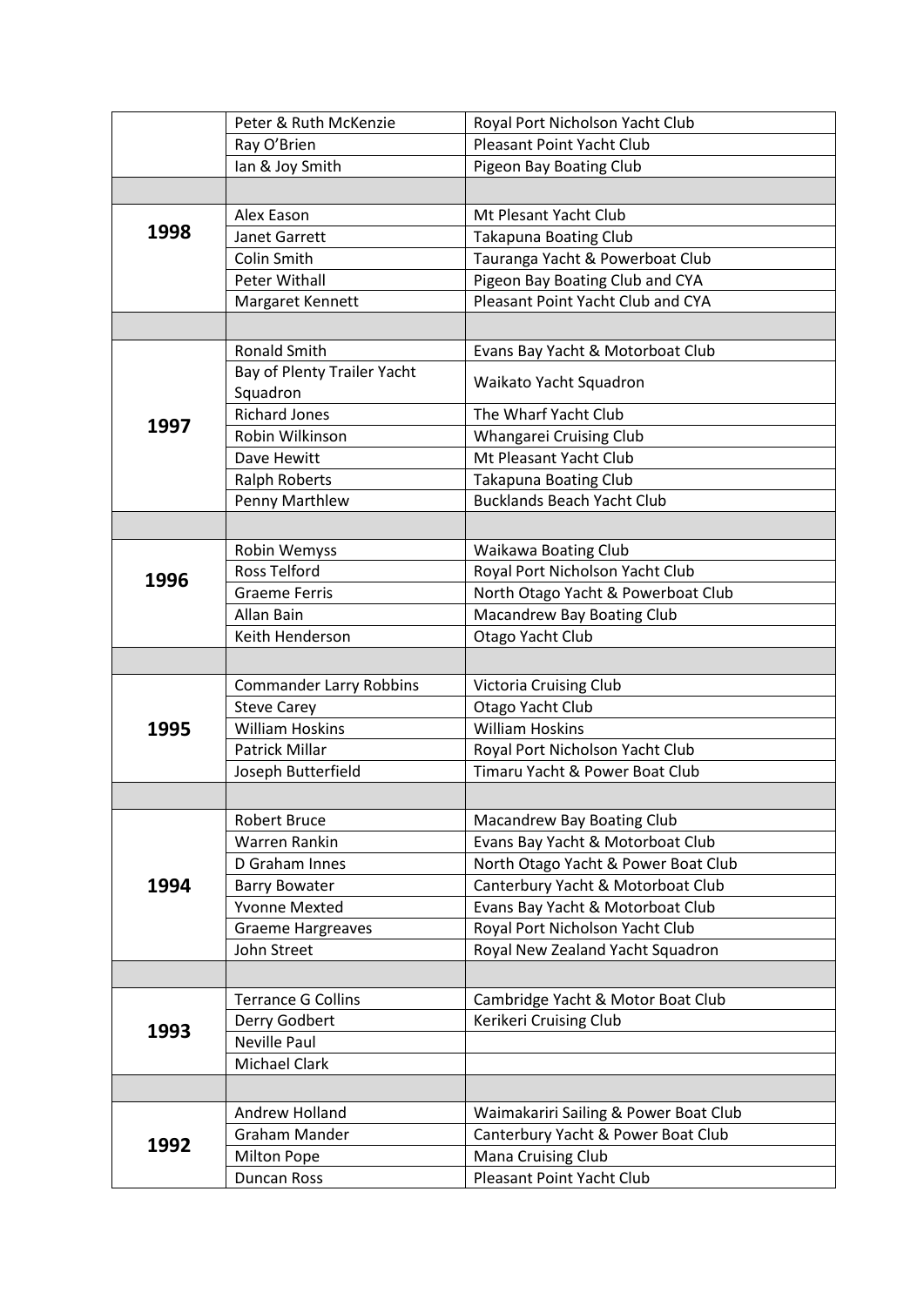| | | |
|---|---|---|
| | Peter & Ruth McKenzie | Royal Port Nicholson Yacht Club |
| | Ray O'Brien | Pleasant Point Yacht Club |
| | Ian & Joy Smith | Pigeon Bay Boating Club |
| | | |
| **1998** | Alex Eason | Mt Plesant Yacht Club |
| | Janet Garrett | Takapuna Boating Club |
| | Colin Smith | Tauranga Yacht & Powerboat Club |
| | Peter Withall | Pigeon Bay Boating Club and CYA |
| | Margaret Kennett | Pleasant Point Yacht Club and CYA |
| | | |
| **1997** | Ronald Smith | Evans Bay Yacht & Motorboat Club |
| | Bay of Plenty Trailer Yacht Squadron | Waikato Yacht Squadron |
| | Richard Jones | The Wharf Yacht Club |
| | Robin Wilkinson | Whangarei Cruising Club |
| | Dave Hewitt | Mt Pleasant Yacht Club |
| | Ralph Roberts | Takapuna Boating Club |
| | Penny Marthlew | Bucklands Beach Yacht Club |
| | | |
| **1996** | Robin Wemyss | Waikawa Boating Club |
| | Ross Telford | Royal Port Nicholson Yacht Club |
| | Graeme Ferris | North Otago Yacht & Powerboat Club |
| | Allan Bain | Macandrew Bay Boating Club |
| | Keith Henderson | Otago Yacht Club |
| | | |
| **1995** | Commander Larry Robbins | Victoria Cruising Club |
| | Steve Carey | Otago Yacht Club |
| | William Hoskins | William Hoskins |
| | Patrick Millar | Royal Port Nicholson Yacht Club |
| | Joseph Butterfield | Timaru Yacht & Power Boat Club |
| | | |
| **1994** | Robert Bruce | Macandrew Bay Boating Club |
| | Warren Rankin | Evans Bay Yacht & Motorboat Club |
| | D Graham Innes | North Otago Yacht & Power Boat Club |
| | Barry Bowater | Canterbury Yacht & Motorboat Club |
| | Yvonne Mexted | Evans Bay Yacht & Motorboat Club |
| | Graeme Hargreaves | Royal Port Nicholson Yacht Club |
| | John Street | Royal New Zealand Yacht Squadron |
| | | |
| **1993** | Terrance G Collins | Cambridge Yacht & Motor Boat Club |
| | Derry Godbert | Kerikeri Cruising Club |
| | Neville Paul | |
| | Michael Clark | |
| | | |
| **1992** | Andrew Holland | Waimakariri Sailing & Power Boat Club |
| | Graham Mander | Canterbury Yacht & Power Boat Club |
| | Milton Pope | Mana Cruising Club |
| | Duncan Ross | Pleasant Point Yacht Club |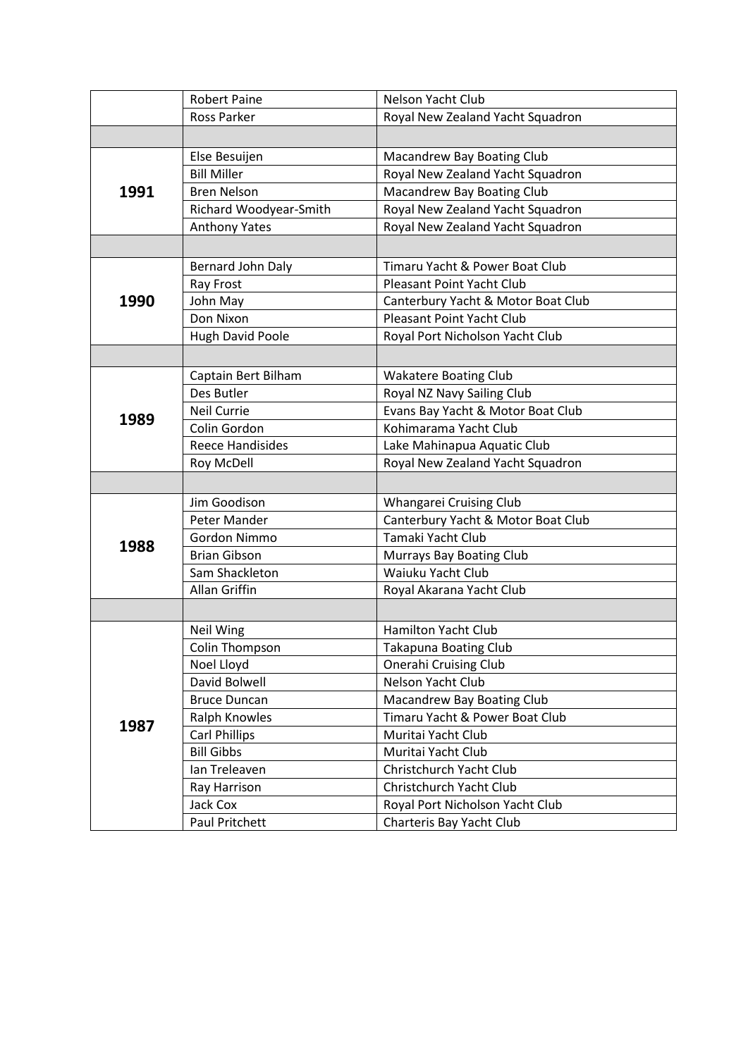| | | |
|---|---|---|
| | Robert Paine | Nelson Yacht Club |
| | Ross Parker | Royal New Zealand Yacht Squadron |
| | | |
| **1991** | Else Besuijen | Macandrew Bay Boating Club |
| | Bill Miller | Royal New Zealand Yacht Squadron |
| | Bren Nelson | Macandrew Bay Boating Club |
| | Richard Woodyear-Smith | Royal New Zealand Yacht Squadron |
| | Anthony Yates | Royal New Zealand Yacht Squadron |
| | | |
| **1990** | Bernard John Daly | Timaru Yacht & Power Boat Club |
| | Ray Frost | Pleasant Point Yacht Club |
| | John May | Canterbury Yacht & Motor Boat Club |
| | Don Nixon | Pleasant Point Yacht Club |
| | Hugh David Poole | Royal Port Nicholson Yacht Club |
| | | |
| **1989** | Captain Bert Bilham | Wakatere Boating Club |
| | Des Butler | Royal NZ Navy Sailing Club |
| | Neil Currie | Evans Bay Yacht & Motor Boat Club |
| | Colin Gordon | Kohimarama Yacht Club |
| | Reece Handisides | Lake Mahinapua Aquatic Club |
| | Roy McDell | Royal New Zealand Yacht Squadron |
| | | |
| **1988** | Jim Goodison | Whangarei Cruising Club |
| | Peter Mander | Canterbury Yacht & Motor Boat Club |
| | Gordon Nimmo | Tamaki Yacht Club |
| | Brian Gibson | Murrays Bay Boating Club |
| | Sam Shackleton | Waiuku Yacht Club |
| | Allan Griffin | Royal Akarana Yacht Club |
| | | |
| **1987** | Neil Wing | Hamilton Yacht Club |
| | Colin Thompson | Takapuna Boating Club |
| | Noel Lloyd | Onerahi Cruising Club |
| | David Bolwell | Nelson Yacht Club |
| | Bruce Duncan | Macandrew Bay Boating Club |
| | Ralph Knowles | Timaru Yacht & Power Boat Club |
| | Carl Phillips | Muritai Yacht Club |
| | Bill Gibbs | Muritai Yacht Club |
| | Ian Treleaven | Christchurch Yacht Club |
| | Ray Harrison | Christchurch Yacht Club |
| | Jack Cox | Royal Port Nicholson Yacht Club |
| | Paul Pritchett | Charteris Bay Yacht Club |